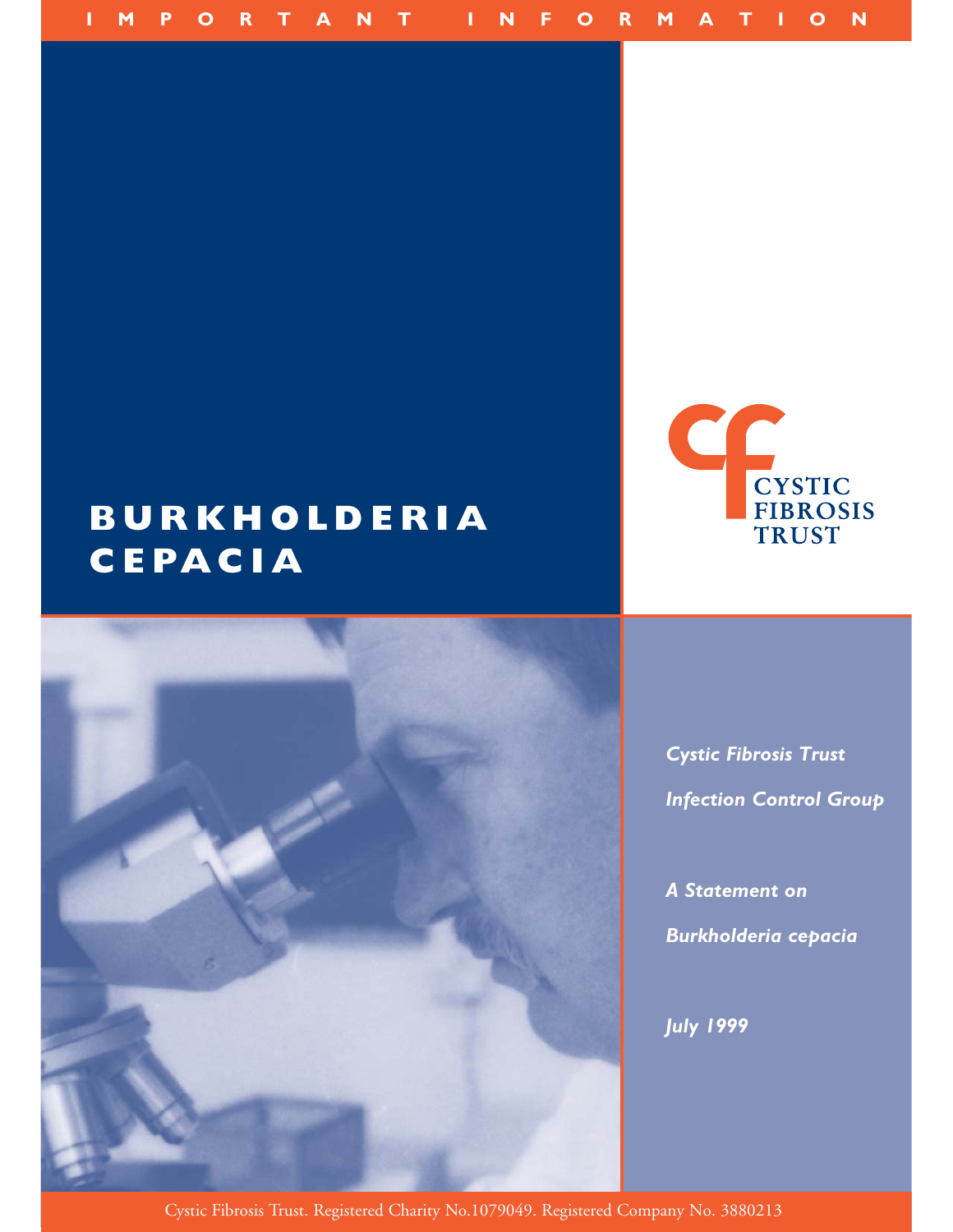IMPORTANT INFORMATION

# BURKHOLDERIA CEPACIA

CYSTIC FIBROSIS TRUST

*Cystic Fibrosis Trust*

*Infection Control Group*

*A Statement on*

*Burkholderia cepacia*

*July 1999*

Cystic Fibrosis Trust. Registered Charity No.1079049. Registered Company No. 3880213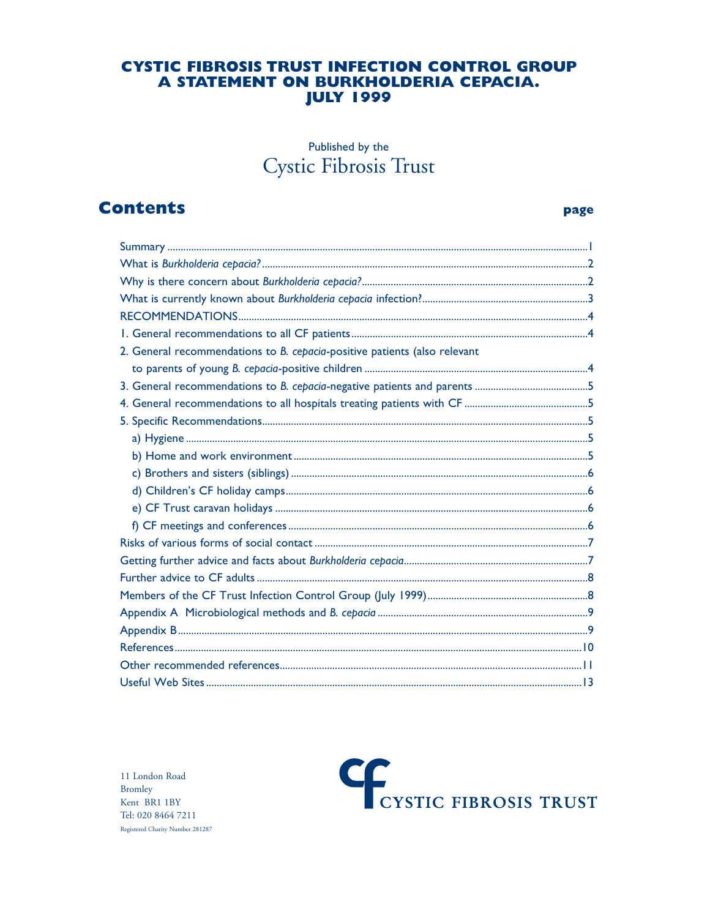# CYSTIC FIBROSIS TRUST INFECTION CONTROL GROUP
# A STATEMENT ON BURKHOLDERIA CEPACIA.
# JULY 1999

Published by the
Cystic Fibrosis Trust

## Contents

| | page |
|---|---|
| Summary | 1 |
| What is *Burkholderia cepacia?* | 2 |
| Why is there concern about *Burkholderia cepacia?* | 2 |
| What is currently known about *Burkholderia cepacia* infection? | 3 |
| RECOMMENDATIONS | 4 |
| 1. General recommendations to all CF patients | 4 |
| 2. General recommendations to *B. cepacia*-positive patients (also relevant to parents of young *B. cepacia*-positive children | 4 |
| 3. General recommendations to *B. cepacia*-negative patients and parents | 5 |
| 4. General recommendations to all hospitals treating patients with CF | 5 |
| 5. Specific Recommendations | 5 |
| a) Hygiene | 5 |
| b) Home and work environment | 5 |
| c) Brothers and sisters (siblings) | 6 |
| d) Children's CF holiday camps | 6 |
| e) CF Trust caravan holidays | 6 |
| f) CF meetings and conferences | 6 |
| Risks of various forms of social contact | 7 |
| Getting further advice and facts about *Burkholderia cepacia* | 7 |
| Further advice to CF adults | 8 |
| Members of the CF Trust Infection Control Group (July 1999) | 8 |
| Appendix A Microbiological methods and *B. cepacia* | 9 |
| Appendix B | 9 |
| References | 10 |
| Other recommended references | 11 |
| Useful Web Sites | 13 |

11 London Road
Bromley
Kent BR1 1BY
Tel: 020 8464 7211
Registered Charity Number 281287

CYSTIC FIBROSIS TRUST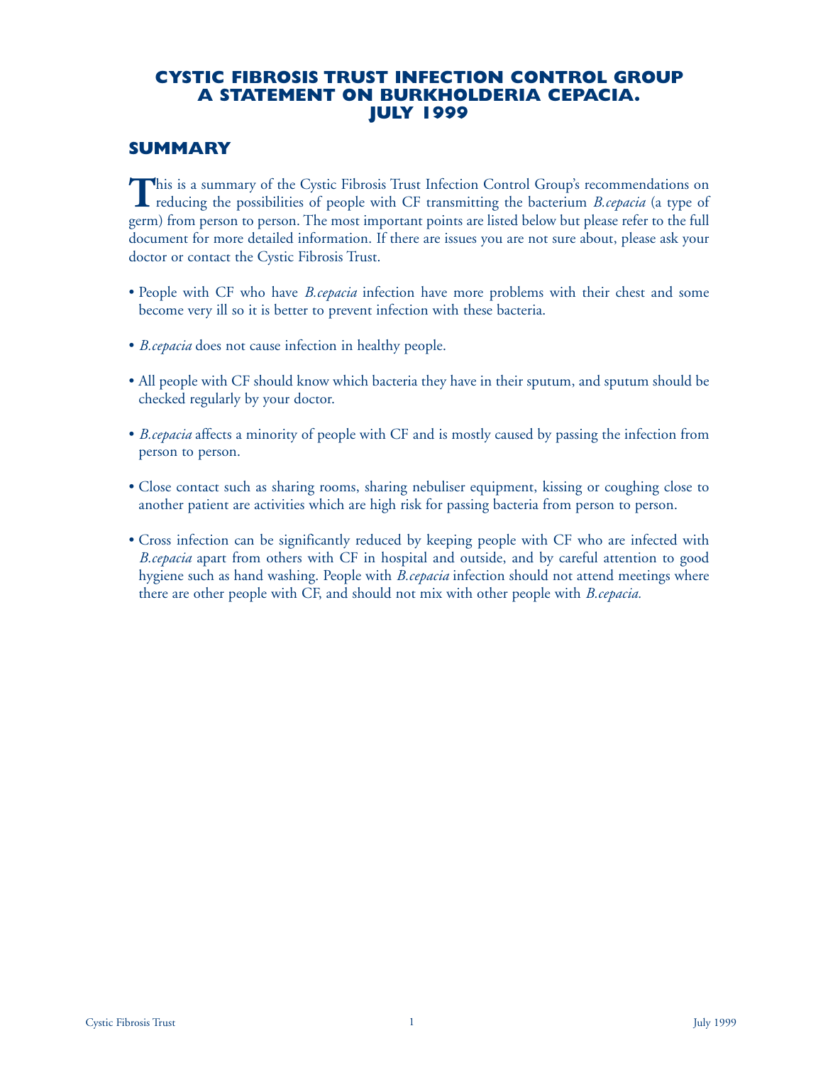# CYSTIC FIBROSIS TRUST INFECTION CONTROL GROUP
# A STATEMENT ON BURKHOLDERIA CEPACIA.
# JULY 1999

## SUMMARY

This is a summary of the Cystic Fibrosis Trust Infection Control Group's recommendations on reducing the possibilities of people with CF transmitting the bacterium *B.cepacia* (a type of germ) from person to person. The most important points are listed below but please refer to the full document for more detailed information. If there are issues you are not sure about, please ask your doctor or contact the Cystic Fibrosis Trust.

- People with CF who have *B.cepacia* infection have more problems with their chest and some become very ill so it is better to prevent infection with these bacteria.
- *B.cepacia* does not cause infection in healthy people.
- All people with CF should know which bacteria they have in their sputum, and sputum should be checked regularly by your doctor.
- *B.cepacia* affects a minority of people with CF and is mostly caused by passing the infection from person to person.
- Close contact such as sharing rooms, sharing nebuliser equipment, kissing or coughing close to another patient are activities which are high risk for passing bacteria from person to person.
- Cross infection can be significantly reduced by keeping people with CF who are infected with *B.cepacia* apart from others with CF in hospital and outside, and by careful attention to good hygiene such as hand washing. People with *B.cepacia* infection should not attend meetings where there are other people with CF, and should not mix with other people with *B.cepacia.*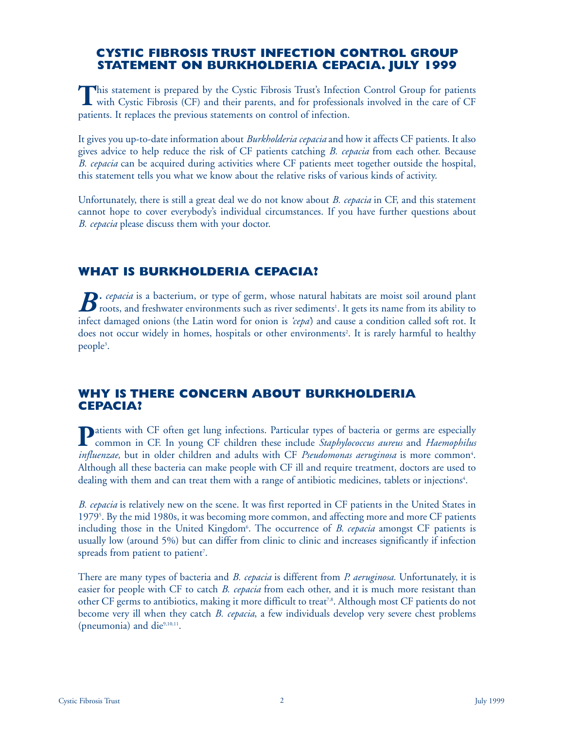# CYSTIC FIBROSIS TRUST INFECTION CONTROL GROUP STATEMENT ON BURKHOLDERIA CEPACIA. JULY 1999

This statement is prepared by the Cystic Fibrosis Trust's Infection Control Group for patients with Cystic Fibrosis (CF) and their parents, and for professionals involved in the care of CF patients. It replaces the previous statements on control of infection.

It gives you up-to-date information about *Burkholderia cepacia* and how it affects CF patients. It also gives advice to help reduce the risk of CF patients catching *B. cepacia* from each other. Because *B. cepacia* can be acquired during activities where CF patients meet together outside the hospital, this statement tells you what we know about the relative risks of various kinds of activity.

Unfortunately, there is still a great deal we do not know about *B. cepacia* in CF, and this statement cannot hope to cover everybody's individual circumstances. If you have further questions about *B. cepacia* please discuss them with your doctor.

## WHAT IS BURKHOLDERIA CEPACIA?

*B. cepacia* is a bacterium, or type of germ, whose natural habitats are moist soil around plant roots, and freshwater environments such as river sediments[1]. It gets its name from its ability to infect damaged onions (the Latin word for onion is *'cepa'*) and cause a condition called soft rot. It does not occur widely in homes, hospitals or other environments[2]. It is rarely harmful to healthy people[3].

## WHY IS THERE CONCERN ABOUT BURKHOLDERIA CEPACIA?

Patients with CF often get lung infections. Particular types of bacteria or germs are especially common in CF. In young CF children these include *Staphylococcus aureus* and *Haemophilus influenzae,* but in older children and adults with CF *Pseudomonas aeruginosa* is more common[4]. Although all these bacteria can make people with CF ill and require treatment, doctors are used to dealing with them and can treat them with a range of antibiotic medicines, tablets or injections[4].

*B. cepacia* is relatively new on the scene. It was first reported in CF patients in the United States in 1979[5]. By the mid 1980s, it was becoming more common, and affecting more and more CF patients including those in the United Kingdom[6]. The occurrence of *B. cepacia* amongst CF patients is usually low (around 5%) but can differ from clinic to clinic and increases significantly if infection spreads from patient to patient[7].

There are many types of bacteria and *B. cepacia* is different from *P. aeruginosa*. Unfortunately, it is easier for people with CF to catch *B. cepacia* from each other, and it is much more resistant than other CF germs to antibiotics, making it more difficult to treat[7,8]. Although most CF patients do not become very ill when they catch *B. cepacia*, a few individuals develop very severe chest problems (pneumonia) and die[9,10,11].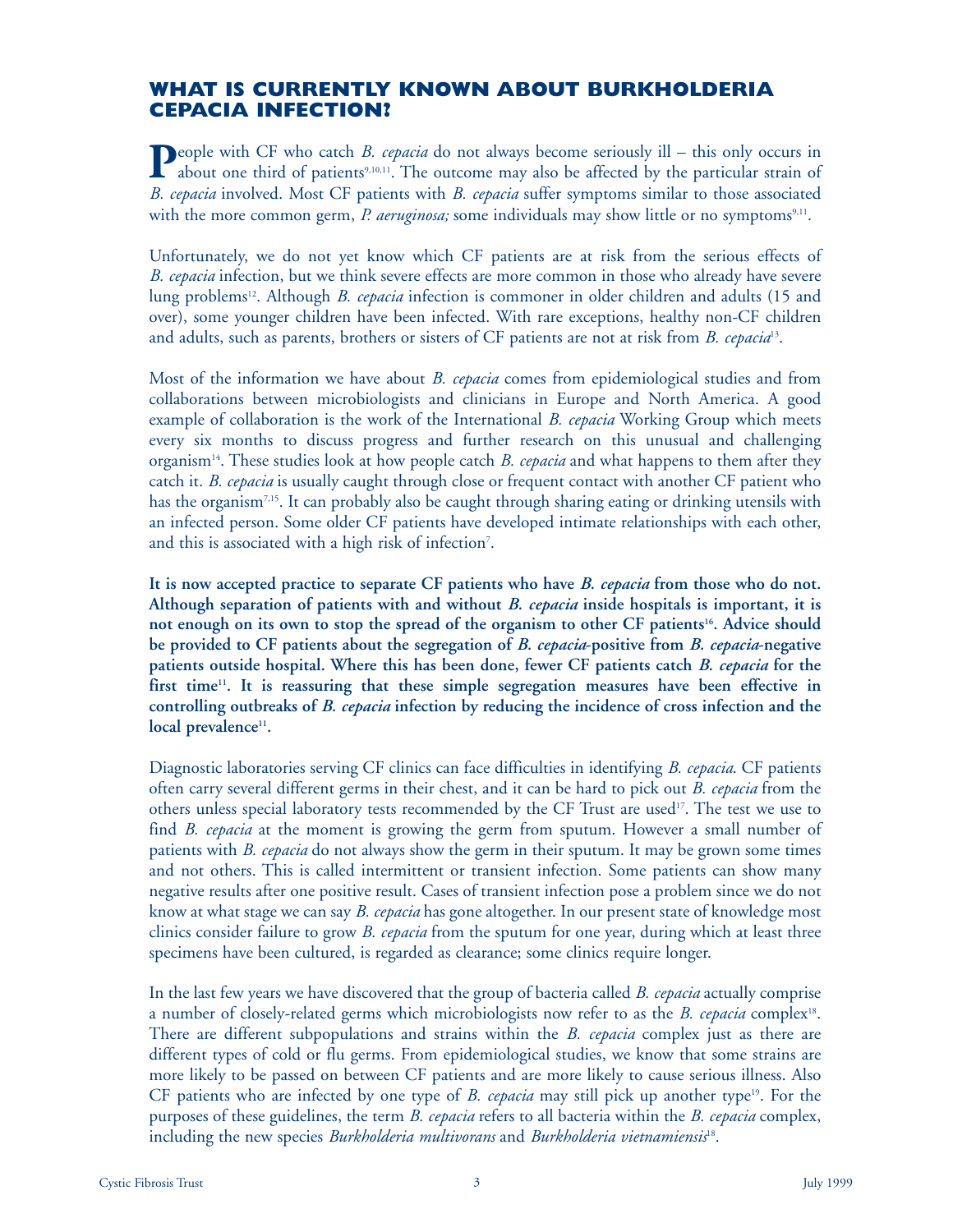## WHAT IS CURRENTLY KNOWN ABOUT BURKHOLDERIA CEPACIA INFECTION?

People with CF who catch *B. cepacia* do not always become seriously ill – this only occurs in about one third of patients[9,10,11]. The outcome may also be affected by the particular strain of *B. cepacia* involved. Most CF patients with *B. cepacia* suffer symptoms similar to those associated with the more common germ, *P. aeruginosa;* some individuals may show little or no symptoms[9,11].

Unfortunately, we do not yet know which CF patients are at risk from the serious effects of *B. cepacia* infection, but we think severe effects are more common in those who already have severe lung problems[12]. Although *B. cepacia* infection is commoner in older children and adults (15 and over), some younger children have been infected. With rare exceptions, healthy non-CF children and adults, such as parents, brothers or sisters of CF patients are not at risk from *B. cepacia*[13].

Most of the information we have about *B. cepacia* comes from epidemiological studies and from collaborations between microbiologists and clinicians in Europe and North America. A good example of collaboration is the work of the International *B. cepacia* Working Group which meets every six months to discuss progress and further research on this unusual and challenging organism[14]. These studies look at how people catch *B. cepacia* and what happens to them after they catch it. *B. cepacia* is usually caught through close or frequent contact with another CF patient who has the organism[7,15]. It can probably also be caught through sharing eating or drinking utensils with an infected person. Some older CF patients have developed intimate relationships with each other, and this is associated with a high risk of infection[7].

**It is now accepted practice to separate CF patients who have *B. cepacia* from those who do not. Although separation of patients with and without *B. cepacia* inside hospitals is important, it is not enough on its own to stop the spread of the organism to other CF patients[16]. Advice should be provided to CF patients about the segregation of *B. cepacia*-positive from *B. cepacia*-negative patients outside hospital. Where this has been done, fewer CF patients catch *B. cepacia* for the first time[11]. It is reassuring that these simple segregation measures have been effective in controlling outbreaks of *B. cepacia* infection by reducing the incidence of cross infection and the local prevalence[11].**

Diagnostic laboratories serving CF clinics can face difficulties in identifying *B. cepacia*. CF patients often carry several different germs in their chest, and it can be hard to pick out *B. cepacia* from the others unless special laboratory tests recommended by the CF Trust are used[17]. The test we use to find *B. cepacia* at the moment is growing the germ from sputum. However a small number of patients with *B. cepacia* do not always show the germ in their sputum. It may be grown some times and not others. This is called intermittent or transient infection. Some patients can show many negative results after one positive result. Cases of transient infection pose a problem since we do not know at what stage we can say *B. cepacia* has gone altogether. In our present state of knowledge most clinics consider failure to grow *B. cepacia* from the sputum for one year, during which at least three specimens have been cultured, is regarded as clearance; some clinics require longer.

In the last few years we have discovered that the group of bacteria called *B. cepacia* actually comprise a number of closely-related germs which microbiologists now refer to as the *B. cepacia* complex[18]. There are different subpopulations and strains within the *B. cepacia* complex just as there are different types of cold or flu germs. From epidemiological studies, we know that some strains are more likely to be passed on between CF patients and are more likely to cause serious illness. Also CF patients who are infected by one type of *B. cepacia* may still pick up another type[19]. For the purposes of these guidelines, the term *B. cepacia* refers to all bacteria within the *B. cepacia* complex, including the new species *Burkholderia multivorans* and *Burkholderia vietnamiensis*[18].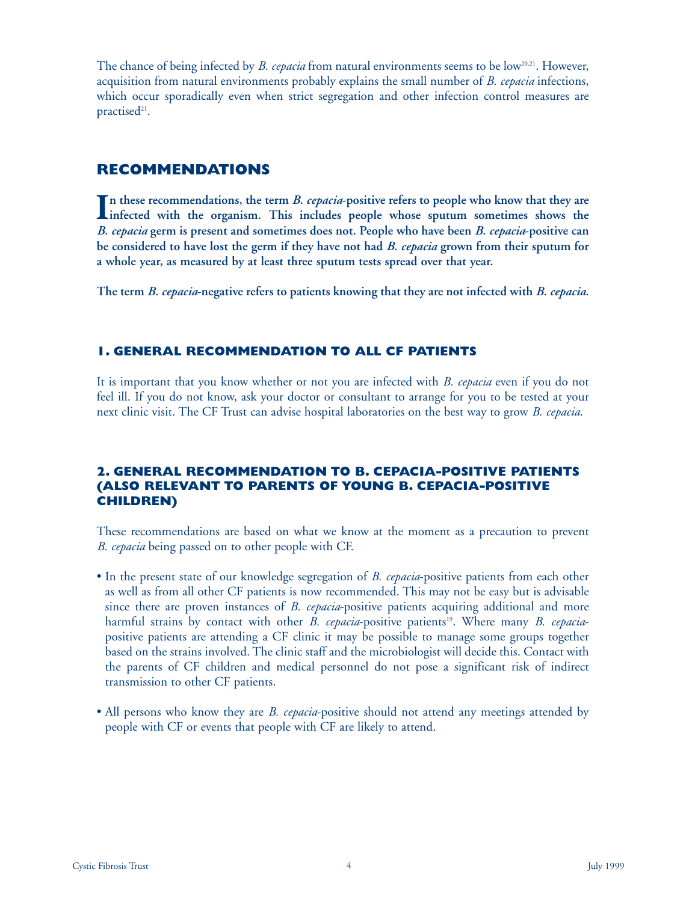The chance of being infected by *B. cepacia* from natural environments seems to be low[20,21]. However, acquisition from natural environments probably explains the small number of *B. cepacia* infections, which occur sporadically even when strict segregation and other infection control measures are practised[21].

## RECOMMENDATIONS

**In these recommendations, the term *B. cepacia*-positive refers to people who know that they are infected with the organism. This includes people whose sputum sometimes shows the *B. cepacia* germ is present and sometimes does not. People who have been *B. cepacia*-positive can be considered to have lost the germ if they have not had *B. cepacia* grown from their sputum for a whole year, as measured by at least three sputum tests spread over that year.**

**The term *B. cepacia*-negative refers to patients knowing that they are not infected with *B. cepacia*.**

### 1. GENERAL RECOMMENDATION TO ALL CF PATIENTS

It is important that you know whether or not you are infected with *B. cepacia* even if you do not feel ill. If you do not know, ask your doctor or consultant to arrange for you to be tested at your next clinic visit. The CF Trust can advise hospital laboratories on the best way to grow *B. cepacia*.

### 2. GENERAL RECOMMENDATION TO B. CEPACIA-POSITIVE PATIENTS (ALSO RELEVANT TO PARENTS OF YOUNG B. CEPACIA-POSITIVE CHILDREN)

These recommendations are based on what we know at the moment as a precaution to prevent *B. cepacia* being passed on to other people with CF.

- In the present state of our knowledge segregation of *B. cepacia*-positive patients from each other as well as from all other CF patients is now recommended. This may not be easy but is advisable since there are proven instances of *B. cepacia*-positive patients acquiring additional and more harmful strains by contact with other *B. cepacia*-positive patients[19]. Where many *B. cepacia*-positive patients are attending a CF clinic it may be possible to manage some groups together based on the strains involved. The clinic staff and the microbiologist will decide this. Contact with the parents of CF children and medical personnel do not pose a significant risk of indirect transmission to other CF patients.

- All persons who know they are *B. cepacia*-positive should not attend any meetings attended by people with CF or events that people with CF are likely to attend.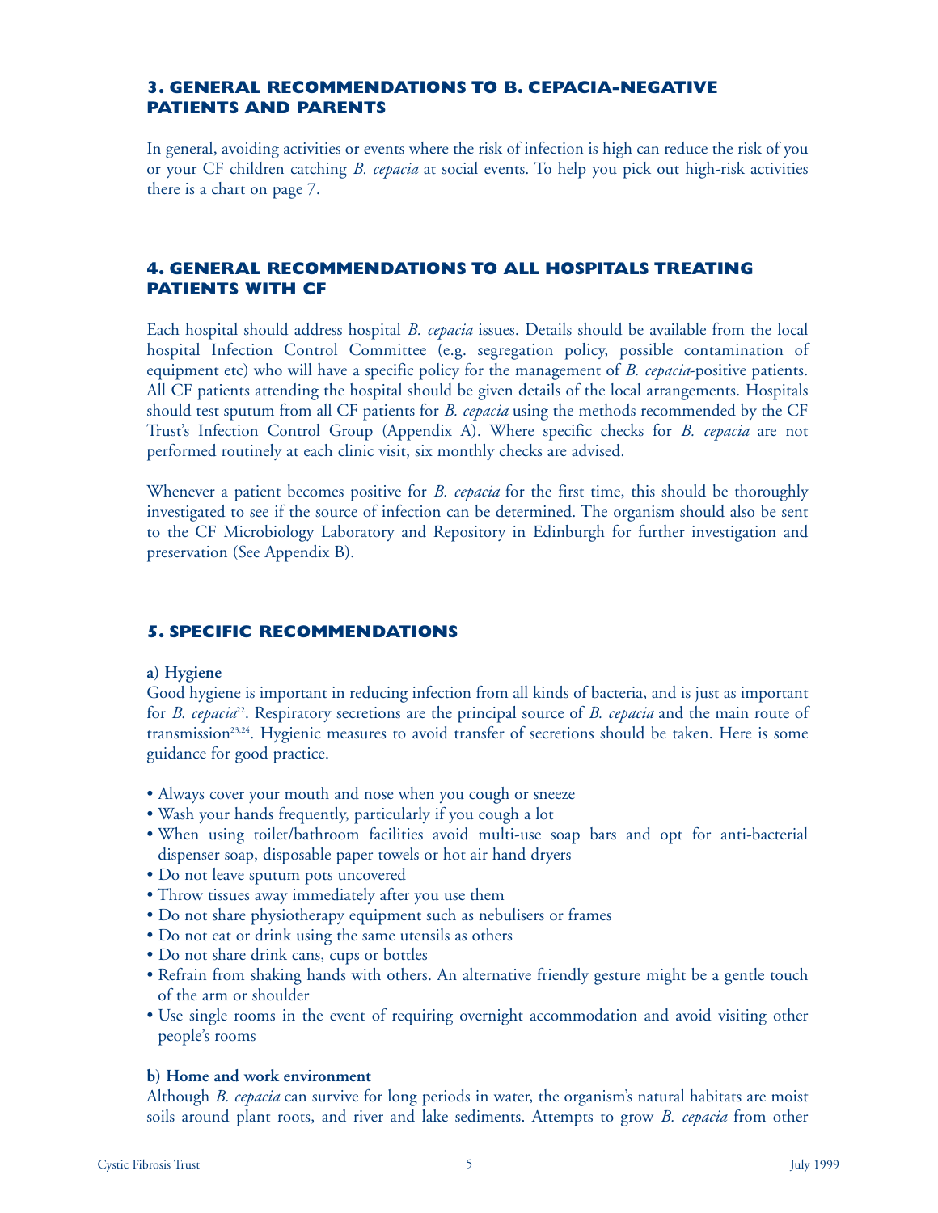## 3. GENERAL RECOMMENDATIONS TO B. CEPACIA-NEGATIVE PATIENTS AND PARENTS

In general, avoiding activities or events where the risk of infection is high can reduce the risk of you or your CF children catching *B. cepacia* at social events. To help you pick out high-risk activities there is a chart on page 7.

## 4. GENERAL RECOMMENDATIONS TO ALL HOSPITALS TREATING PATIENTS WITH CF

Each hospital should address hospital *B. cepacia* issues. Details should be available from the local hospital Infection Control Committee (e.g. segregation policy, possible contamination of equipment etc) who will have a specific policy for the management of *B. cepacia*-positive patients. All CF patients attending the hospital should be given details of the local arrangements. Hospitals should test sputum from all CF patients for *B. cepacia* using the methods recommended by the CF Trust's Infection Control Group (Appendix A). Where specific checks for *B. cepacia* are not performed routinely at each clinic visit, six monthly checks are advised.

Whenever a patient becomes positive for *B. cepacia* for the first time, this should be thoroughly investigated to see if the source of infection can be determined. The organism should also be sent to the CF Microbiology Laboratory and Repository in Edinburgh for further investigation and preservation (See Appendix B).

## 5. SPECIFIC RECOMMENDATIONS

**a) Hygiene**

Good hygiene is important in reducing infection from all kinds of bacteria, and is just as important for *B. cepacia*[22]. Respiratory secretions are the principal source of *B. cepacia* and the main route of transmission[23,24]. Hygienic measures to avoid transfer of secretions should be taken. Here is some guidance for good practice.

- Always cover your mouth and nose when you cough or sneeze
- Wash your hands frequently, particularly if you cough a lot
- When using toilet/bathroom facilities avoid multi-use soap bars and opt for anti-bacterial dispenser soap, disposable paper towels or hot air hand dryers
- Do not leave sputum pots uncovered
- Throw tissues away immediately after you use them
- Do not share physiotherapy equipment such as nebulisers or frames
- Do not eat or drink using the same utensils as others
- Do not share drink cans, cups or bottles
- Refrain from shaking hands with others. An alternative friendly gesture might be a gentle touch of the arm or shoulder
- Use single rooms in the event of requiring overnight accommodation and avoid visiting other people's rooms

**b) Home and work environment**

Although *B. cepacia* can survive for long periods in water, the organism's natural habitats are moist soils around plant roots, and river and lake sediments. Attempts to grow *B. cepacia* from other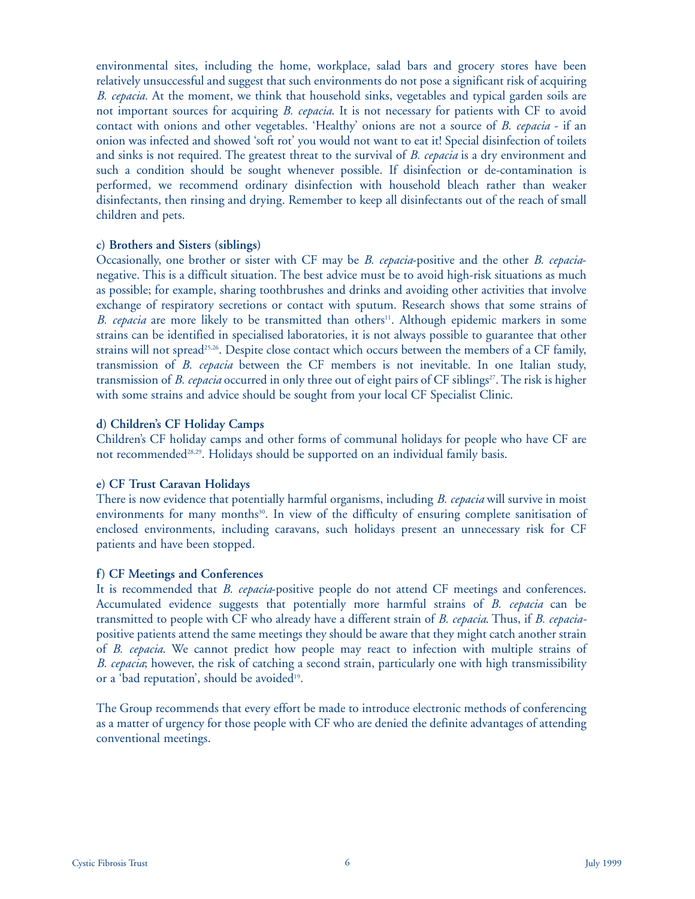environmental sites, including the home, workplace, salad bars and grocery stores have been relatively unsuccessful and suggest that such environments do not pose a significant risk of acquiring *B. cepacia.* At the moment, we think that household sinks, vegetables and typical garden soils are not important sources for acquiring *B. cepacia*. It is not necessary for patients with CF to avoid contact with onions and other vegetables. 'Healthy' onions are not a source of *B. cepacia* - if an onion was infected and showed 'soft rot' you would not want to eat it! Special disinfection of toilets and sinks is not required. The greatest threat to the survival of *B. cepacia* is a dry environment and such a condition should be sought whenever possible. If disinfection or de-contamination is performed, we recommend ordinary disinfection with household bleach rather than weaker disinfectants, then rinsing and drying. Remember to keep all disinfectants out of the reach of small children and pets.

**c) Brothers and Sisters (siblings)**

Occasionally, one brother or sister with CF may be *B. cepacia*-positive and the other *B. cepacia*-negative. This is a difficult situation. The best advice must be to avoid high-risk situations as much as possible; for example, sharing toothbrushes and drinks and avoiding other activities that involve exchange of respiratory secretions or contact with sputum. Research shows that some strains of *B. cepacia* are more likely to be transmitted than others[11]. Although epidemic markers in some strains can be identified in specialised laboratories, it is not always possible to guarantee that other strains will not spread[25,26]. Despite close contact which occurs between the members of a CF family, transmission of *B. cepacia* between the CF members is not inevitable. In one Italian study, transmission of *B. cepacia* occurred in only three out of eight pairs of CF siblings[27]. The risk is higher with some strains and advice should be sought from your local CF Specialist Clinic.

**d) Children's CF Holiday Camps**

Children's CF holiday camps and other forms of communal holidays for people who have CF are not recommended[28,29]. Holidays should be supported on an individual family basis.

**e) CF Trust Caravan Holidays**

There is now evidence that potentially harmful organisms, including *B. cepacia* will survive in moist environments for many months[30]. In view of the difficulty of ensuring complete sanitisation of enclosed environments, including caravans, such holidays present an unnecessary risk for CF patients and have been stopped.

**f) CF Meetings and Conferences**

It is recommended that *B. cepacia*-positive people do not attend CF meetings and conferences. Accumulated evidence suggests that potentially more harmful strains of *B. cepacia* can be transmitted to people with CF who already have a different strain of *B. cepacia*. Thus, if *B. cepacia*-positive patients attend the same meetings they should be aware that they might catch another strain of *B. cepacia*. We cannot predict how people may react to infection with multiple strains of *B. cepacia*; however, the risk of catching a second strain, particularly one with high transmissibility or a 'bad reputation', should be avoided[19].

The Group recommends that every effort be made to introduce electronic methods of conferencing as a matter of urgency for those people with CF who are denied the definite advantages of attending conventional meetings.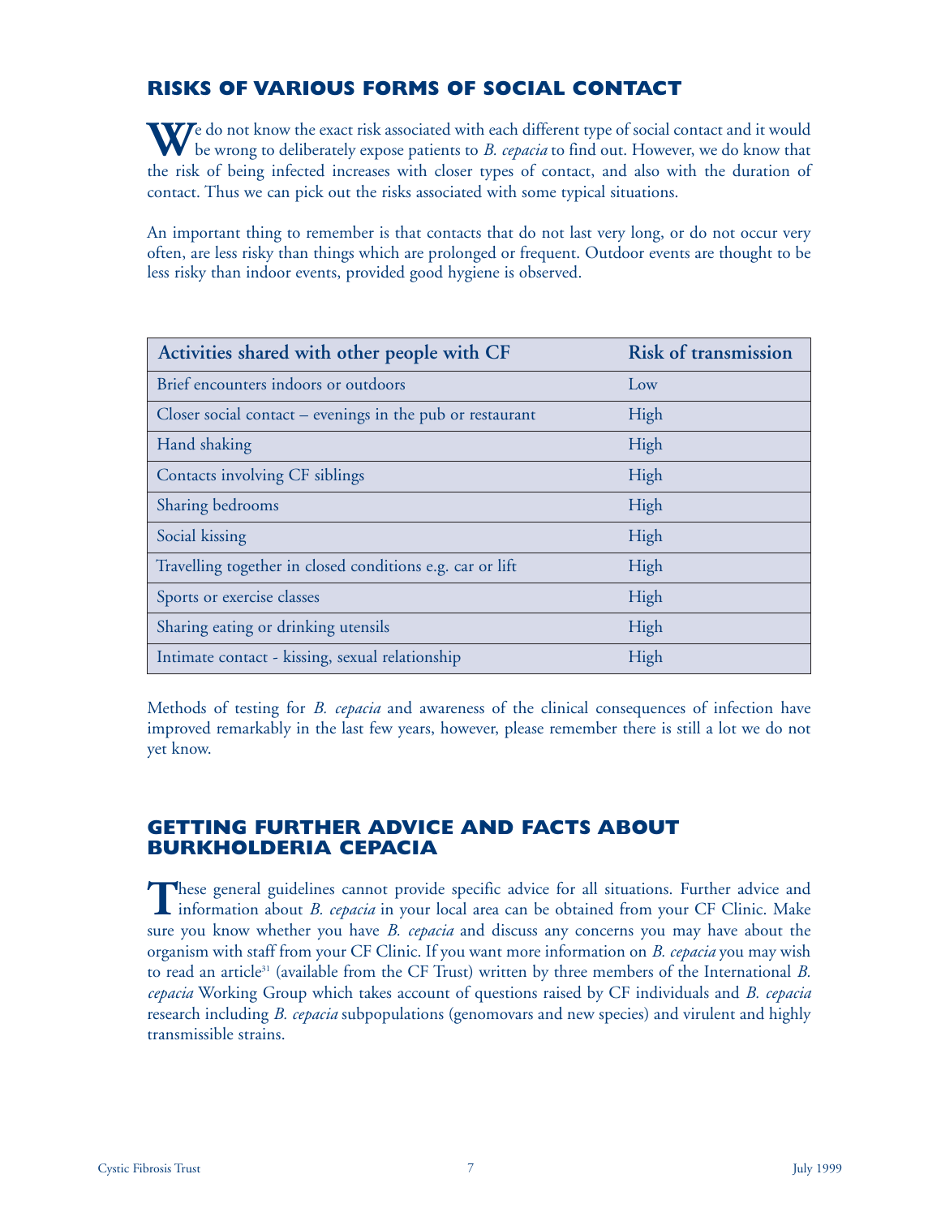## RISKS OF VARIOUS FORMS OF SOCIAL CONTACT

We do not know the exact risk associated with each different type of social contact and it would be wrong to deliberately expose patients to *B. cepacia* to find out. However, we do know that the risk of being infected increases with closer types of contact, and also with the duration of contact. Thus we can pick out the risks associated with some typical situations.

An important thing to remember is that contacts that do not last very long, or do not occur very often, are less risky than things which are prolonged or frequent. Outdoor events are thought to be less risky than indoor events, provided good hygiene is observed.

| Activities shared with other people with CF | Risk of transmission |
|---|---|
| Brief encounters indoors or outdoors | Low |
| Closer social contact – evenings in the pub or restaurant | High |
| Hand shaking | High |
| Contacts involving CF siblings | High |
| Sharing bedrooms | High |
| Social kissing | High |
| Travelling together in closed conditions e.g. car or lift | High |
| Sports or exercise classes | High |
| Sharing eating or drinking utensils | High |
| Intimate contact - kissing, sexual relationship | High |

Methods of testing for *B. cepacia* and awareness of the clinical consequences of infection have improved remarkably in the last few years, however, please remember there is still a lot we do not yet know.

## GETTING FURTHER ADVICE AND FACTS ABOUT BURKHOLDERIA CEPACIA

These general guidelines cannot provide specific advice for all situations. Further advice and information about *B. cepacia* in your local area can be obtained from your CF Clinic. Make sure you know whether you have *B. cepacia* and discuss any concerns you may have about the organism with staff from your CF Clinic. If you want more information on *B. cepacia* you may wish to read an article[31] (available from the CF Trust) written by three members of the International *B. cepacia* Working Group which takes account of questions raised by CF individuals and *B. cepacia* research including *B. cepacia* subpopulations (genomovars and new species) and virulent and highly transmissible strains.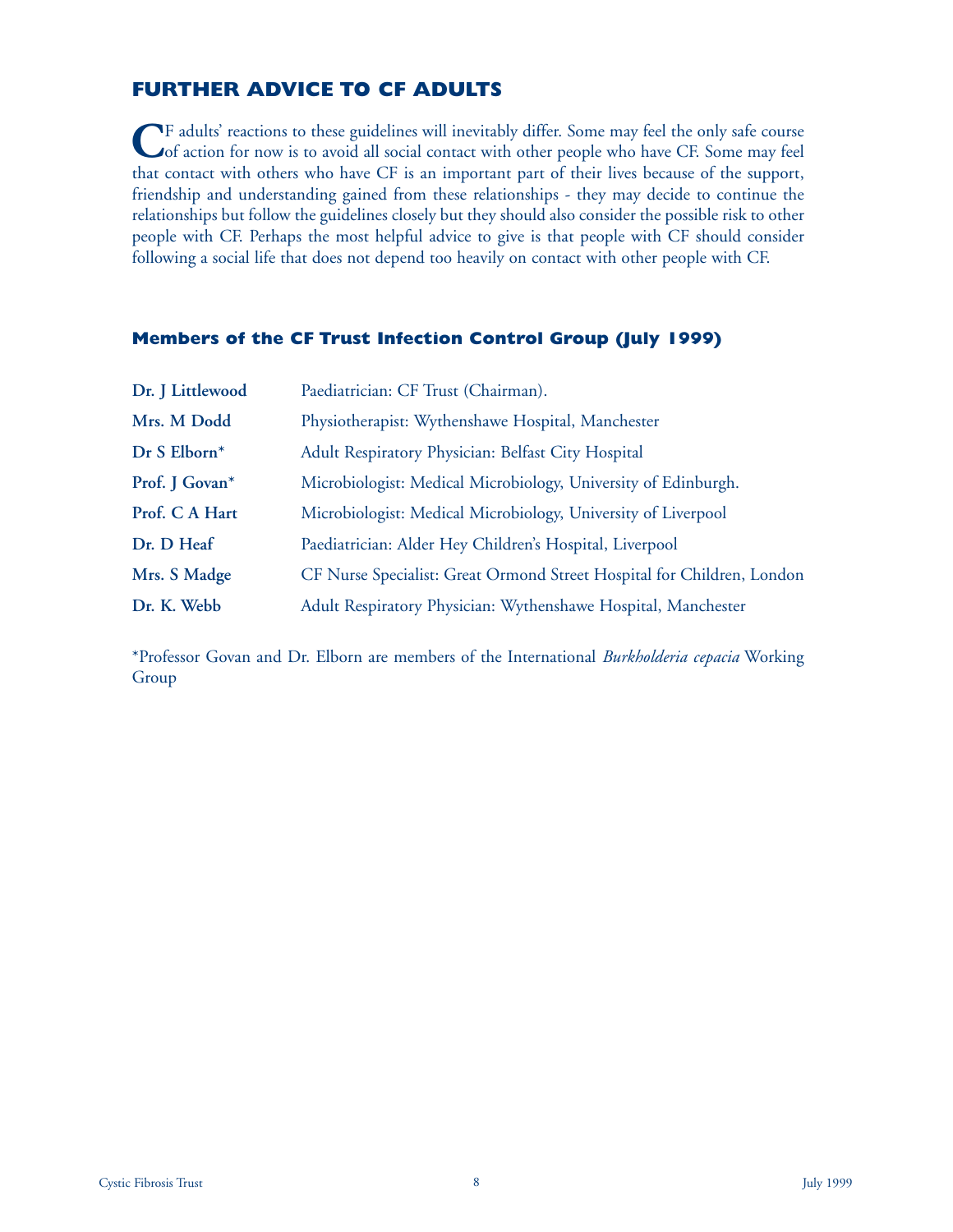## FURTHER ADVICE TO CF ADULTS

CF adults' reactions to these guidelines will inevitably differ. Some may feel the only safe course of action for now is to avoid all social contact with other people who have CF. Some may feel that contact with others who have CF is an important part of their lives because of the support, friendship and understanding gained from these relationships - they may decide to continue the relationships but follow the guidelines closely but they should also consider the possible risk to other people with CF. Perhaps the most helpful advice to give is that people with CF should consider following a social life that does not depend too heavily on contact with other people with CF.

### Members of the CF Trust Infection Control Group (July 1999)

| | |
|---|---|
| **Dr. J Littlewood** | Paediatrician: CF Trust (Chairman). |
| **Mrs. M Dodd** | Physiotherapist: Wythenshawe Hospital, Manchester |
| **Dr S Elborn*** | Adult Respiratory Physician: Belfast City Hospital |
| **Prof. J Govan*** | Microbiologist: Medical Microbiology, University of Edinburgh. |
| **Prof. C A Hart** | Microbiologist: Medical Microbiology, University of Liverpool |
| **Dr. D Heaf** | Paediatrician: Alder Hey Children's Hospital, Liverpool |
| **Mrs. S Madge** | CF Nurse Specialist: Great Ormond Street Hospital for Children, London |
| **Dr. K. Webb** | Adult Respiratory Physician: Wythenshawe Hospital, Manchester |

*Professor Govan and Dr. Elborn are members of the International *Burkholderia cepacia* Working Group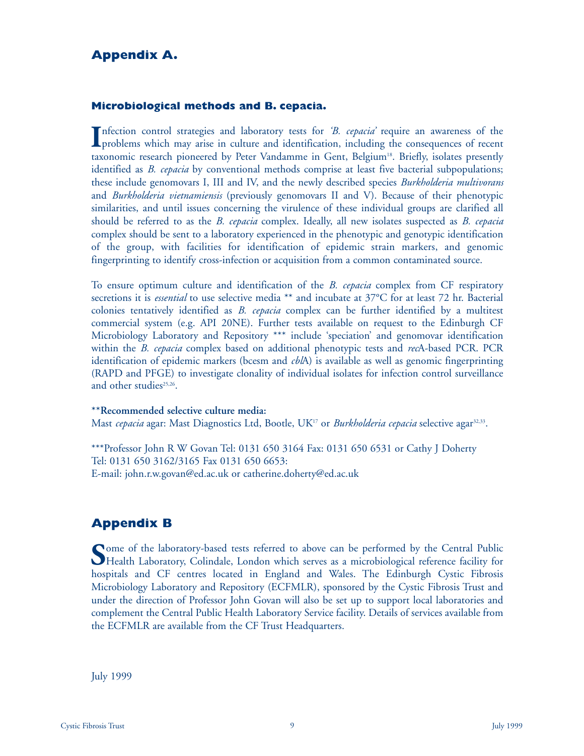## Appendix A.

### Microbiological methods and B. cepacia.

Infection control strategies and laboratory tests for *'B. cepacia'* require an awareness of the problems which may arise in culture and identification, including the consequences of recent taxonomic research pioneered by Peter Vandamme in Gent, Belgium[18]. Briefly, isolates presently identified as *B. cepacia* by conventional methods comprise at least five bacterial subpopulations; these include genomovars I, III and IV, and the newly described species *Burkholderia multivorans* and *Burkholderia vietnamiensis* (previously genomovars II and V). Because of their phenotypic similarities, and until issues concerning the virulence of these individual groups are clarified all should be referred to as the *B. cepacia* complex. Ideally, all new isolates suspected as *B. cepacia* complex should be sent to a laboratory experienced in the phenotypic and genotypic identification of the group, with facilities for identification of epidemic strain markers, and genomic fingerprinting to identify cross-infection or acquisition from a common contaminated source.

To ensure optimum culture and identification of the *B. cepacia* complex from CF respiratory secretions it is *essential* to use selective media ** and incubate at 37°C for at least 72 hr. Bacterial colonies tentatively identified as *B. cepacia* complex can be further identified by a multitest commercial system (e.g. API 20NE). Further tests available on request to the Edinburgh CF Microbiology Laboratory and Repository *** include 'speciation' and genomovar identification within the *B. cepacia* complex based on additional phenotypic tests and *rec*A-based PCR. PCR identification of epidemic markers (bcesm and *cbl*A) is available as well as genomic fingerprinting (RAPD and PFGE) to investigate clonality of individual isolates for infection control surveillance and other studies[25,26].

**\*\*Recommended selective culture media:**
Mast *cepacia* agar: Mast Diagnostics Ltd, Bootle, UK[17] or *Burkholderia cepacia* selective agar[32,33].

***Professor John R W Govan Tel: 0131 650 3164 Fax: 0131 650 6531 or Cathy J Doherty
Tel: 0131 650 3162/3165 Fax 0131 650 6653:
E-mail: john.r.w.govan@ed.ac.uk or catherine.doherty@ed.ac.uk

## Appendix B

Some of the laboratory-based tests referred to above can be performed by the Central Public Health Laboratory, Colindale, London which serves as a microbiological reference facility for hospitals and CF centres located in England and Wales. The Edinburgh Cystic Fibrosis Microbiology Laboratory and Repository (ECFMLR), sponsored by the Cystic Fibrosis Trust and under the direction of Professor John Govan will also be set up to support local laboratories and complement the Central Public Health Laboratory Service facility. Details of services available from the ECFMLR are available from the CF Trust Headquarters.

July 1999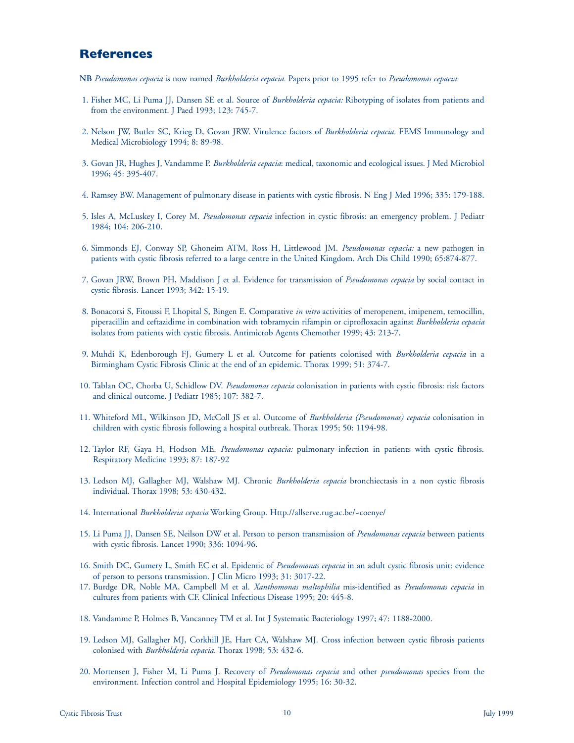## References

**NB** *Pseudomonas cepacia* is now named *Burkholderia cepacia.* Papers prior to 1995 refer to *Pseudomonas cepacia*

1. Fisher MC, Li Puma JJ, Dansen SE et al. Source of *Burkholderia cepacia:* Ribotyping of isolates from patients and from the environment. J Paed 1993; 123: 745-7.

2. Nelson JW, Butler SC, Krieg D, Govan JRW. Virulence factors of *Burkholderia cepacia.* FEMS Immunology and Medical Microbiology 1994; 8: 89-98.

3. Govan JR, Hughes J, Vandamme P. *Burkholderia cepacia*: medical, taxonomic and ecological issues. J Med Microbiol 1996; 45: 395-407.

4. Ramsey BW. Management of pulmonary disease in patients with cystic fibrosis. N Eng J Med 1996; 335: 179-188.

5. Isles A, McLuskey I, Corey M. *Pseudomonas cepacia* infection in cystic fibrosis: an emergency problem. J Pediatr 1984; 104: 206-210.

6. Simmonds EJ, Conway SP, Ghoneim ATM, Ross H, Littlewood JM. *Pseudomonas cepacia:* a new pathogen in patients with cystic fibrosis referred to a large centre in the United Kingdom. Arch Dis Child 1990; 65:874-877.

7. Govan JRW, Brown PH, Maddison J et al. Evidence for transmission of *Pseudomonas cepacia* by social contact in cystic fibrosis. Lancet 1993; 342: 15-19.

8. Bonacorsi S, Fitoussi F, Lhopital S, Bingen E. Comparative *in vitro* activities of meropenem, imipenem, temocillin, piperacillin and ceftazidime in combination with tobramycin rifampin or ciprofloxacin against *Burkholderia cepacia* isolates from patients with cystic fibrosis. Antimicrob Agents Chemother 1999; 43: 213-7.

9. Muhdi K, Edenborough FJ, Gumery L et al. Outcome for patients colonised with *Burkholderia cepacia* in a Birmingham Cystic Fibrosis Clinic at the end of an epidemic. Thorax 1999; 51: 374-7.

10. Tablan OC, Chorba U, Schidlow DV. *Pseudomonas cepacia* colonisation in patients with cystic fibrosis: risk factors and clinical outcome. J Pediatr 1985; 107: 382-7.

11. Whiteford ML, Wilkinson JD, McColl JS et al. Outcome of *Burkholderia (Pseudomonas) cepacia* colonisation in children with cystic fibrosis following a hospital outbreak. Thorax 1995; 50: 1194-98.

12. Taylor RF, Gaya H, Hodson ME. *Pseudomonas cepacia:* pulmonary infection in patients with cystic fibrosis. Respiratory Medicine 1993; 87: 187-92

13. Ledson MJ, Gallagher MJ, Walshaw MJ. Chronic *Burkholderia cepacia* bronchiectasis in a non cystic fibrosis individual. Thorax 1998; 53: 430-432.

14. International *Burkholderia cepacia* Working Group. Http.//allserve.rug.ac.be/~coenye/

15. Li Puma JJ, Dansen SE, Neilson DW et al. Person to person transmission of *Pseudomonas cepacia* between patients with cystic fibrosis. Lancet 1990; 336: 1094-96.

16. Smith DC, Gumery L, Smith EC et al. Epidemic of *Pseudomonas cepacia* in an adult cystic fibrosis unit: evidence of person to persons transmission. J Clin Micro 1993; 31: 3017-22.

17. Burdge DR, Noble MA, Campbell M et al. *Xanthomonas maltophilia* mis-identified as *Pseudomonas cepacia* in cultures from patients with CF. Clinical Infectious Disease 1995; 20: 445-8.

18. Vandamme P, Holmes B, Vancanney TM et al. Int J Systematic Bacteriology 1997; 47: 1188-2000.

19. Ledson MJ, Gallagher MJ, Corkhill JE, Hart CA, Walshaw MJ. Cross infection between cystic fibrosis patients colonised with *Burkholderia cepacia.* Thorax 1998; 53: 432-6.

20. Mortensen J, Fisher M, Li Puma J. Recovery of *Pseudomonas cepacia* and other *pseudomonas* species from the environment. Infection control and Hospital Epidemiology 1995; 16: 30-32.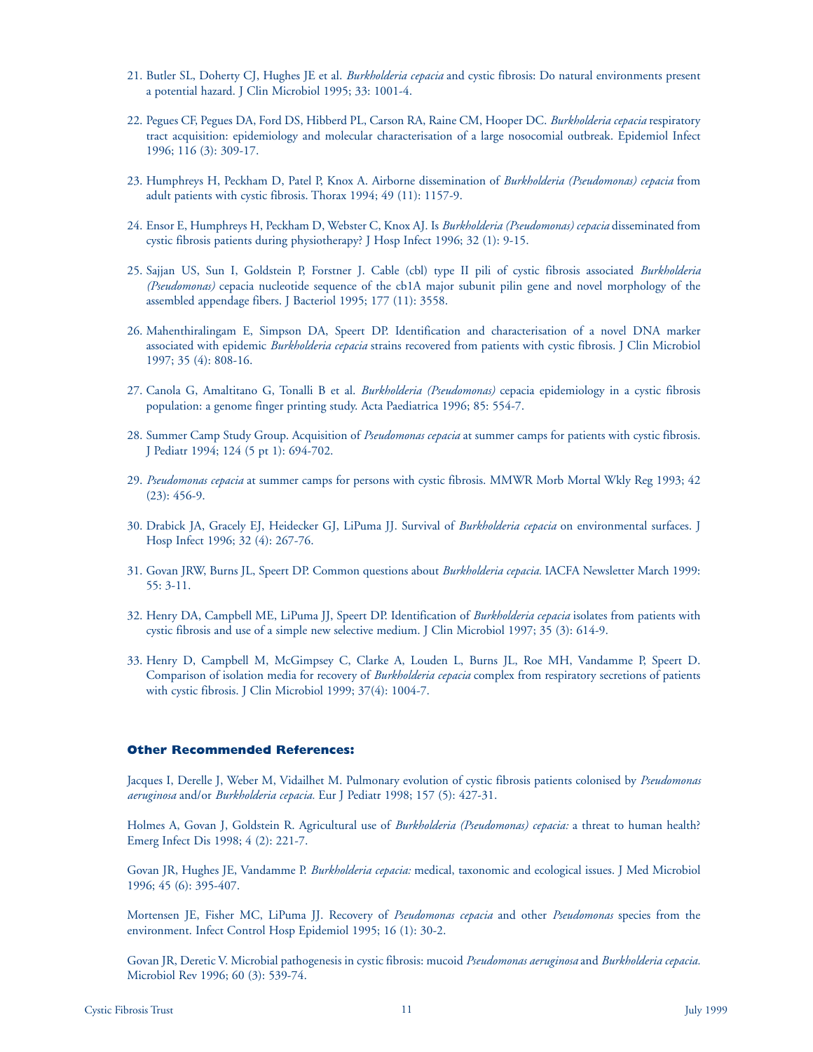21. Butler SL, Doherty CJ, Hughes JE et al. *Burkholderia cepacia* and cystic fibrosis: Do natural environments present a potential hazard. J Clin Microbiol 1995; 33: 1001-4.

22. Pegues CF, Pegues DA, Ford DS, Hibberd PL, Carson RA, Raine CM, Hooper DC. *Burkholderia cepacia* respiratory tract acquisition: epidemiology and molecular characterisation of a large nosocomial outbreak. Epidemiol Infect 1996; 116 (3): 309-17.

23. Humphreys H, Peckham D, Patel P, Knox A. Airborne dissemination of *Burkholderia (Pseudomonas) cepacia* from adult patients with cystic fibrosis. Thorax 1994; 49 (11): 1157-9.

24. Ensor E, Humphreys H, Peckham D, Webster C, Knox AJ. Is *Burkholderia (Pseudomonas) cepacia* disseminated from cystic fibrosis patients during physiotherapy? J Hosp Infect 1996; 32 (1): 9-15.

25. Sajjan US, Sun I, Goldstein P, Forstner J. Cable (cbl) type II pili of cystic fibrosis associated *Burkholderia (Pseudomonas)* cepacia nucleotide sequence of the cb1A major subunit pilin gene and novel morphology of the assembled appendage fibers. J Bacteriol 1995; 177 (11): 3558.

26. Mahenthiralingam E, Simpson DA, Speert DP. Identification and characterisation of a novel DNA marker associated with epidemic *Burkholderia cepacia* strains recovered from patients with cystic fibrosis. J Clin Microbiol 1997; 35 (4): 808-16.

27. Canola G, Amaltitano G, Tonalli B et al. *Burkholderia (Pseudomonas)* cepacia epidemiology in a cystic fibrosis population: a genome finger printing study. Acta Paediatrica 1996; 85: 554-7.

28. Summer Camp Study Group. Acquisition of *Pseudomonas cepacia* at summer camps for patients with cystic fibrosis. J Pediatr 1994; 124 (5 pt 1): 694-702.

29. *Pseudomonas cepacia* at summer camps for persons with cystic fibrosis. MMWR Morb Mortal Wkly Reg 1993; 42 (23): 456-9.

30. Drabick JA, Gracely EJ, Heidecker GJ, LiPuma JJ. Survival of *Burkholderia cepacia* on environmental surfaces. J Hosp Infect 1996; 32 (4): 267-76.

31. Govan JRW, Burns JL, Speert DP. Common questions about *Burkholderia cepacia*. IACFA Newsletter March 1999: 55: 3-11.

32. Henry DA, Campbell ME, LiPuma JJ, Speert DP. Identification of *Burkholderia cepacia* isolates from patients with cystic fibrosis and use of a simple new selective medium. J Clin Microbiol 1997; 35 (3): 614-9.

33. Henry D, Campbell M, McGimpsey C, Clarke A, Louden L, Burns JL, Roe MH, Vandamme P, Speert D. Comparison of isolation media for recovery of *Burkholderia cepacia* complex from respiratory secretions of patients with cystic fibrosis. J Clin Microbiol 1999; 37(4): 1004-7.

### Other Recommended References:

Jacques I, Derelle J, Weber M, Vidailhet M. Pulmonary evolution of cystic fibrosis patients colonised by *Pseudomonas aeruginosa* and/or *Burkholderia cepacia.* Eur J Pediatr 1998; 157 (5): 427-31.

Holmes A, Govan J, Goldstein R. Agricultural use of *Burkholderia (Pseudomonas) cepacia:* a threat to human health? Emerg Infect Dis 1998; 4 (2): 221-7.

Govan JR, Hughes JE, Vandamme P. *Burkholderia cepacia:* medical, taxonomic and ecological issues. J Med Microbiol 1996; 45 (6): 395-407.

Mortensen JE, Fisher MC, LiPuma JJ. Recovery of *Pseudomonas cepacia* and other *Pseudomonas* species from the environment. Infect Control Hosp Epidemiol 1995; 16 (1): 30-2.

Govan JR, Deretic V. Microbial pathogenesis in cystic fibrosis: mucoid *Pseudomonas aeruginosa* and *Burkholderia cepacia.* Microbiol Rev 1996; 60 (3): 539-74.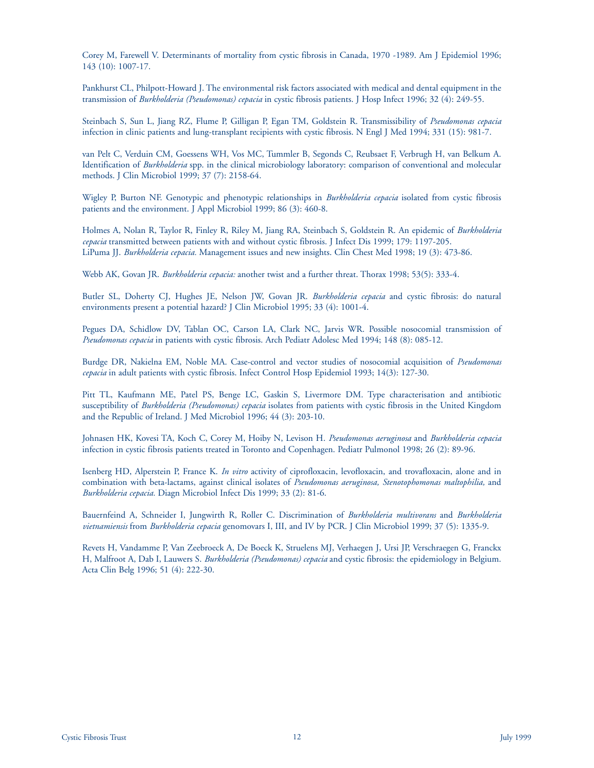Corey M, Farewell V. Determinants of mortality from cystic fibrosis in Canada, 1970 -1989. Am J Epidemiol 1996; 143 (10): 1007-17.

Pankhurst CL, Philpott-Howard J. The environmental risk factors associated with medical and dental equipment in the transmission of *Burkholderia (Pseudomonas) cepacia* in cystic fibrosis patients. J Hosp Infect 1996; 32 (4): 249-55.

Steinbach S, Sun L, Jiang RZ, Flume P, Gilligan P, Egan TM, Goldstein R. Transmissibility of *Pseudomonas cepacia* infection in clinic patients and lung-transplant recipients with cystic fibrosis. N Engl J Med 1994; 331 (15): 981-7.

van Pelt C, Verduin CM, Goessens WH, Vos MC, Tummler B, Segonds C, Reubsaet F, Verbrugh H, van Belkum A. Identification of *Burkholderia* spp. in the clinical microbiology laboratory: comparison of conventional and molecular methods. J Clin Microbiol 1999; 37 (7): 2158-64.

Wigley P, Burton NF. Genotypic and phenotypic relationships in *Burkholderia cepacia* isolated from cystic fibrosis patients and the environment. J Appl Microbiol 1999; 86 (3): 460-8.

Holmes A, Nolan R, Taylor R, Finley R, Riley M, Jiang RA, Steinbach S, Goldstein R. An epidemic of *Burkholderia cepacia* transmitted between patients with and without cystic fibrosis. J Infect Dis 1999; 179: 1197-205.
LiPuma JJ. *Burkholderia cepacia.* Management issues and new insights. Clin Chest Med 1998; 19 (3): 473-86.

Webb AK, Govan JR. *Burkholderia cepacia:* another twist and a further threat. Thorax 1998; 53(5): 333-4.

Butler SL, Doherty CJ, Hughes JE, Nelson JW, Govan JR. *Burkholderia cepacia* and cystic fibrosis: do natural environments present a potential hazard? J Clin Microbiol 1995; 33 (4): 1001-4.

Pegues DA, Schidlow DV, Tablan OC, Carson LA, Clark NC, Jarvis WR. Possible nosocomial transmission of *Pseudomonas cepacia* in patients with cystic fibrosis. Arch Pediatr Adolesc Med 1994; 148 (8): 085-12.

Burdge DR, Nakielna EM, Noble MA. Case-control and vector studies of nosocomial acquisition of *Pseudomonas cepacia* in adult patients with cystic fibrosis. Infect Control Hosp Epidemiol 1993; 14(3): 127-30.

Pitt TL, Kaufmann ME, Patel PS, Benge LC, Gaskin S, Livermore DM. Type characterisation and antibiotic susceptibility of *Burkholderia (Pseudomonas) cepacia* isolates from patients with cystic fibrosis in the United Kingdom and the Republic of Ireland. J Med Microbiol 1996; 44 (3): 203-10.

Johnasen HK, Kovesi TA, Koch C, Corey M, Hoiby N, Levison H. *Pseudomonas aeruginosa* and *Burkholderia cepacia* infection in cystic fibrosis patients treated in Toronto and Copenhagen. Pediatr Pulmonol 1998; 26 (2): 89-96.

Isenberg HD, Alperstein P, France K. *In vitro* activity of ciprofloxacin, levofloxacin, and trovafloxacin, alone and in combination with beta-lactams, against clinical isolates of *Pseudomonas aeruginosa, Stenotophomonas maltophilia,* and *Burkholderia cepacia.* Diagn Microbiol Infect Dis 1999; 33 (2): 81-6.

Bauernfeind A, Schneider I, Jungwirth R, Roller C. Discrimination of *Burkholderia multivorans* and *Burkholderia vietnamiensis* from *Burkholderia cepacia* genomovars I, III, and IV by PCR. J Clin Microbiol 1999; 37 (5): 1335-9.

Revets H, Vandamme P, Van Zeebroeck A, De Boeck K, Struelens MJ, Verhaegen J, Ursi JP, Verschraegen G, Franckx H, Malfroot A, Dab I, Lauwers S. *Burkholderia (Pseudomonas) cepacia* and cystic fibrosis: the epidemiology in Belgium. Acta Clin Belg 1996; 51 (4): 222-30.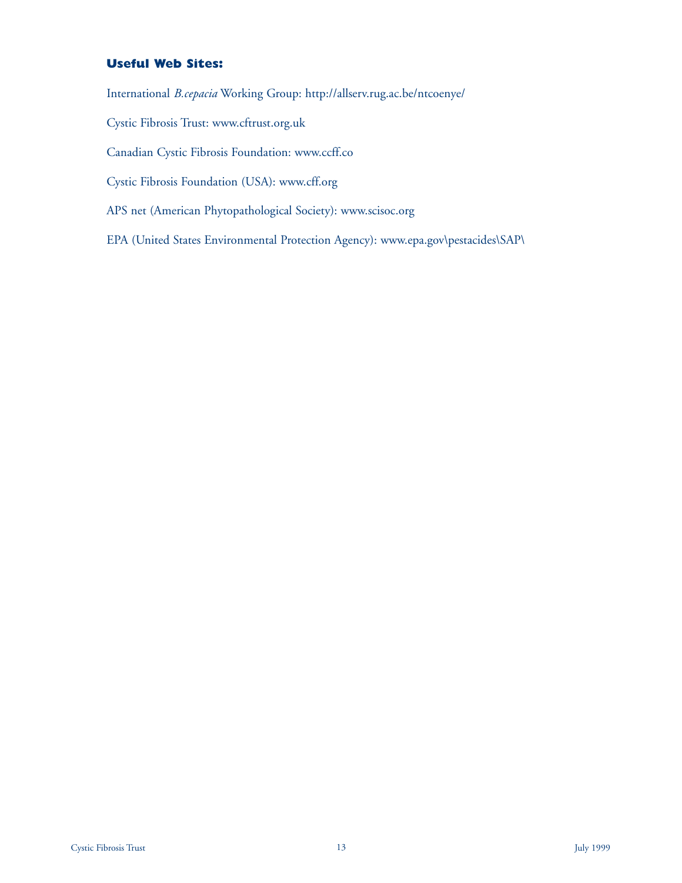### Useful Web Sites:

International *B.cepacia* Working Group: http://allserv.rug.ac.be/ntcoenye/

Cystic Fibrosis Trust: www.cftrust.org.uk

Canadian Cystic Fibrosis Foundation: www.ccff.co

Cystic Fibrosis Foundation (USA): www.cff.org

APS net (American Phytopathological Society): www.scisoc.org

EPA (United States Environmental Protection Agency): www.epa.gov\pestacides\SAP\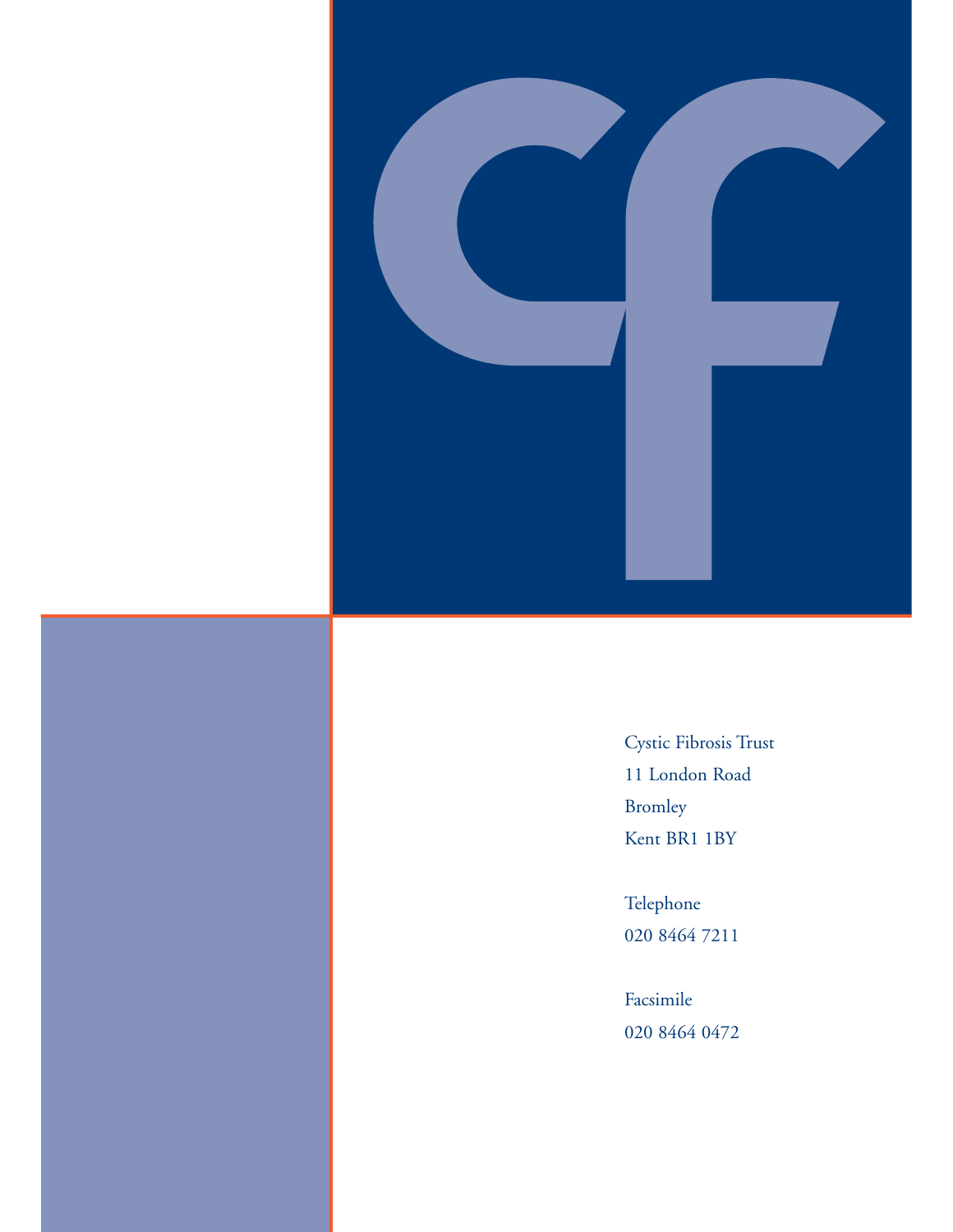Cystic Fibrosis Trust
11 London Road
Bromley
Kent BR1 1BY

Telephone
020 8464 7211

Facsimile
020 8464 0472